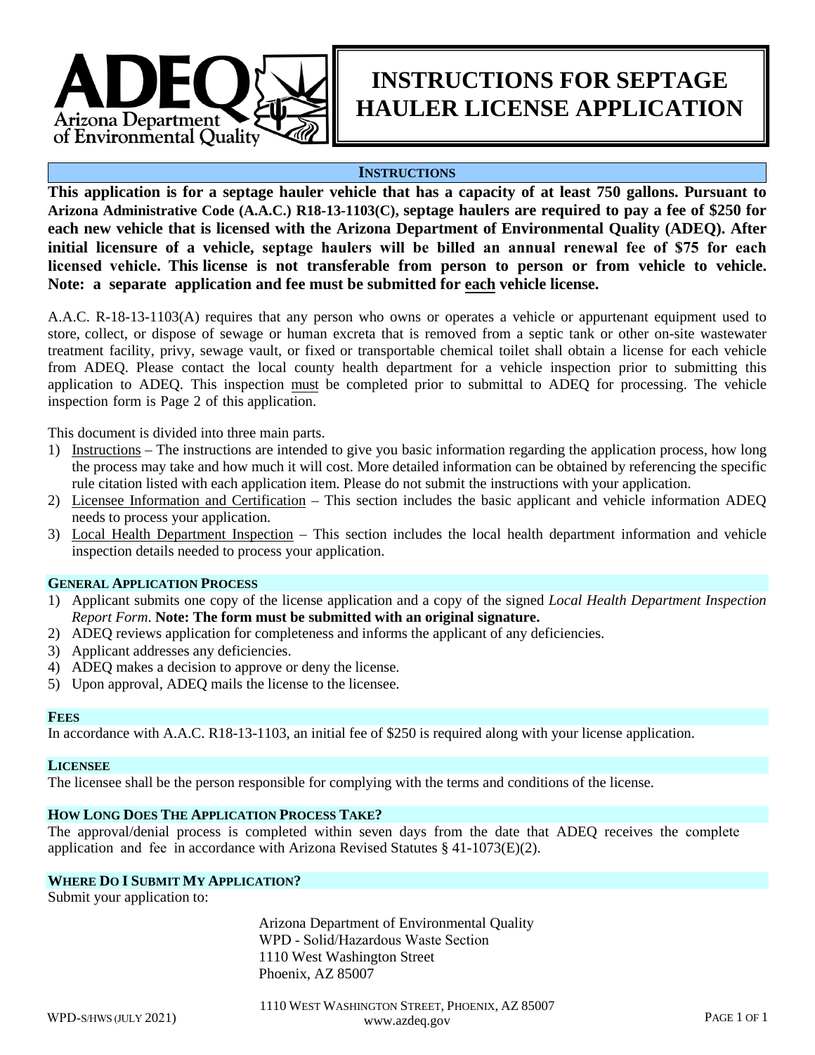# INSTRUCTIONS FOR SEPTAGE HAULER LICENSE APPLICATION

## INSTRUCTIONS

**This application is for a septage hauler vehicle that has a capacity of at least 750 gallons. Pursuant to Arizona Administrative Code (A.A.C.) R18-13-1103(C), septage haulers are required to pay a fee of $250 for each new vehicle that is licensed with the Arizona Department of Environmental Quality (ADEQ). After initial licensure of a vehicle, septage haulers will be billed an annual renewal fee of $75 for each licensed vehicle. This license is not transferable from person to person or from vehicle to vehicle. Note: a separate application and fee must be submitted for <u>each</u> vehicle license.**

A.A.C. R-18-13-1103(A) requires that any person who owns or operates a vehicle or appurtenant equipment used to store, collect, or dispose of sewage or human excreta that is removed from a septic tank or other on-site wastewater treatment facility, privy, sewage vault, or fixed or transportable chemical toilet shall obtain a license for each vehicle from ADEQ. Please contact the local county health department for a vehicle inspection prior to submitting this application to ADEQ. This inspection <u>must</u> be completed prior to submittal to ADEQ for processing. The vehicle inspection form is Page 2 of this application.

This document is divided into three main parts.

1) <u>Instructions</u> – The instructions are intended to give you basic information regarding the application process, how long the process may take and how much it will cost. More detailed information can be obtained by referencing the specific rule citation listed with each application item. Please do not submit the instructions with your application.
2) <u>Licensee Information and Certification</u> – This section includes the basic applicant and vehicle information ADEQ needs to process your application.
3) <u>Local Health Department Inspection</u> – This section includes the local health department information and vehicle inspection details needed to process your application.

### GENERAL APPLICATION PROCESS

1) Applicant submits one copy of the license application and a copy of the signed *Local Health Department Inspection Report Form*. **Note: The form must be submitted with an original signature.**
2) ADEQ reviews application for completeness and informs the applicant of any deficiencies.
3) Applicant addresses any deficiencies.
4) ADEQ makes a decision to approve or deny the license.
5) Upon approval, ADEQ mails the license to the licensee.

### FEES

In accordance with A.A.C. R18-13-1103, an initial fee of $250 is required along with your license application.

### LICENSEE

The licensee shall be the person responsible for complying with the terms and conditions of the license.

### HOW LONG DOES THE APPLICATION PROCESS TAKE?

The approval/denial process is completed within seven days from the date that ADEQ receives the complete application and fee in accordance with Arizona Revised Statutes § 41-1073(E)(2).

### WHERE DO I SUBMIT MY APPLICATION?

Submit your application to:

Arizona Department of Environmental Quality
WPD - Solid/Hazardous Waste Section
1110 West Washington Street
Phoenix, AZ 85007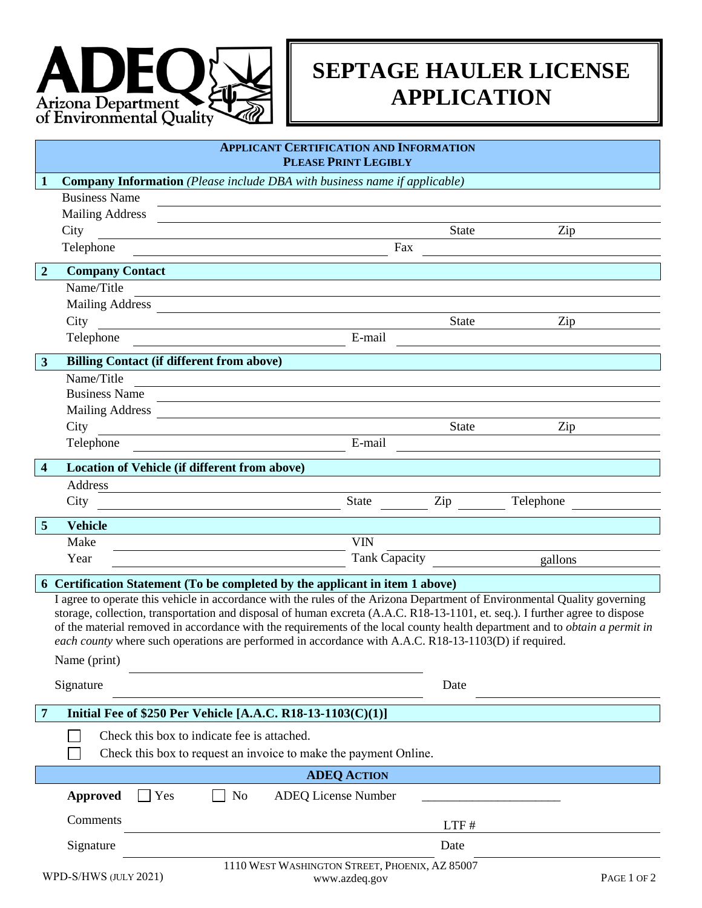# SEPTAGE HAULER LICENSE APPLICATION

ADEQ Arizona Department of Environmental Quality

## APPLICANT CERTIFICATION AND INFORMATION
**PLEASE PRINT LEGIBLY**

### 1 Company Information *(Please include DBA with business name if applicable)*

Business Name ______________________________

Mailing Address ______________________________

City ______________________________ State __________ Zip __________

Telephone ______________________________ Fax ______________________________

### 2 Company Contact

Name/Title ______________________________

Mailing Address ______________________________

City ______________________________ State __________ Zip __________

Telephone ______________________________ E-mail ______________________________

### 3 Billing Contact (if different from above)

Name/Title ______________________________

Business Name ______________________________

Mailing Address ______________________________

City ______________________________ State __________ Zip __________

Telephone ______________________________ E-mail ______________________________

### 4 Location of Vehicle (if different from above)

Address ______________________________

City ______________________________ State __________ Zip __________ Telephone __________

### 5 Vehicle

Make ______________________________ VIN ______________________________

Year ______________________________ Tank Capacity ______________ gallons

### 6 Certification Statement (To be completed by the applicant in item 1 above)

I agree to operate this vehicle in accordance with the rules of the Arizona Department of Environmental Quality governing storage, collection, transportation and disposal of human excreta (A.A.C. R18-13-1101, et. seq.). I further agree to dispose of the material removed in accordance with the requirements of the local county health department and to *obtain a permit in each county* where such operations are performed in accordance with A.A.C. R18-13-1103(D) if required.

Name (print) ______________________________

Signature ______________________________ Date ______________________________

### 7 Initial Fee of $250 Per Vehicle [A.A.C. R18-13-1103(C)(1)]

☐ Check this box to indicate fee is attached.

☐ Check this box to request an invoice to make the payment Online.

## ADEQ ACTION

**Approved** ☐ Yes ☐ No ADEQ License Number ______________________

Comments ______________________________ LTF # ______________________

Signature ______________________________ Date ______________________

1110 West Washington Street, Phoenix, AZ 85007
www.azdeq.gov

WPD-S/HWS (July 2021)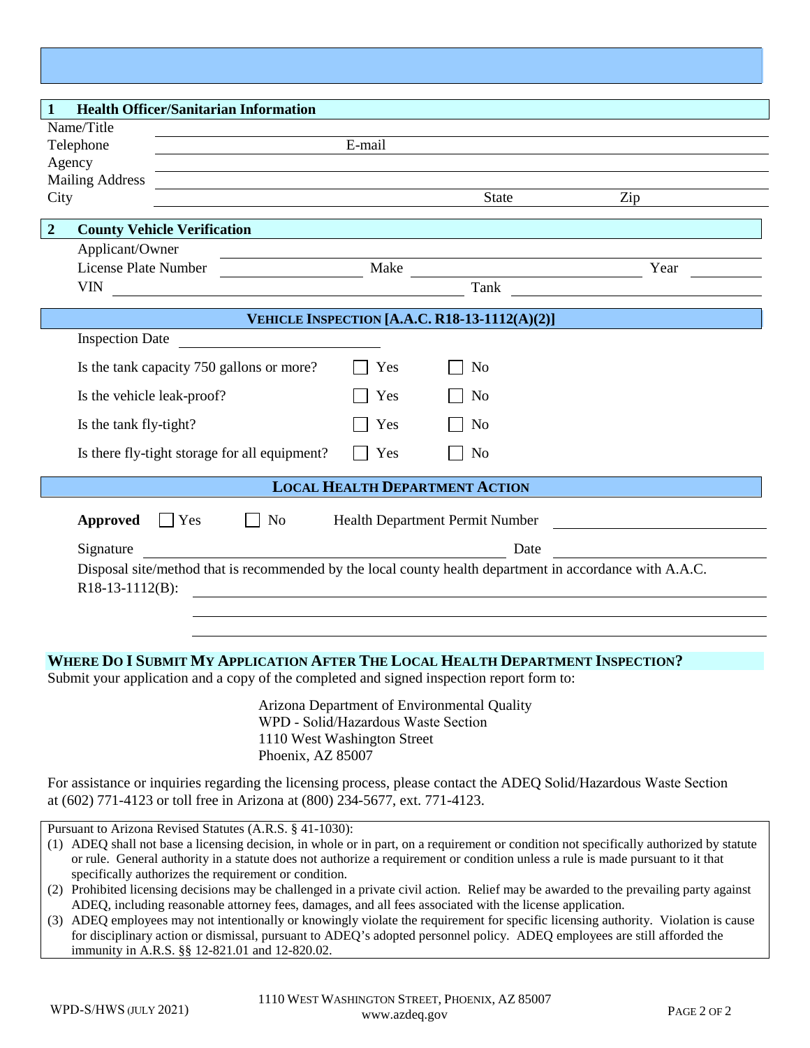## 1 Health Officer/Sanitarian Information

Name/Title \_\_\_\_\_\_\_\_\_\_\_\_\_\_\_\_\_\_\_\_\_\_\_\_\_\_\_\_\_\_\_\_\_\_\_\_\_\_\_\_

Telephone \_\_\_\_\_\_\_\_\_\_\_\_\_\_\_\_\_\_\_\_ E-mail \_\_\_\_\_\_\_\_\_\_\_\_\_\_\_\_\_\_\_\_

Agency \_\_\_\_\_\_\_\_\_\_\_\_\_\_\_\_\_\_\_\_\_\_\_\_\_\_\_\_\_\_\_\_\_\_\_\_\_\_\_\_

Mailing Address \_\_\_\_\_\_\_\_\_\_\_\_\_\_\_\_\_\_\_\_\_\_\_\_\_\_\_\_\_\_\_\_\_\_\_\_\_\_\_\_

City \_\_\_\_\_\_\_\_\_\_\_\_\_\_\_\_\_\_\_\_ State \_\_\_\_\_\_\_\_\_\_ Zip \_\_\_\_\_\_\_\_\_\_

## 2 County Vehicle Verification

Applicant/Owner \_\_\_\_\_\_\_\_\_\_\_\_\_\_\_\_\_\_\_\_\_\_\_\_\_\_\_\_\_\_\_\_\_\_\_\_\_\_\_\_

License Plate Number \_\_\_\_\_\_\_\_\_\_\_\_ Make \_\_\_\_\_\_\_\_\_\_\_\_\_\_\_\_\_\_\_\_ Year \_\_\_\_\_\_\_\_

VIN \_\_\_\_\_\_\_\_\_\_\_\_\_\_\_\_\_\_\_\_\_\_\_\_\_\_\_\_ Tank \_\_\_\_\_\_\_\_\_\_\_\_\_\_\_\_\_\_\_\_

## Vehicle Inspection [A.A.C. R18-13-1112(A)(2)]

Inspection Date \_\_\_\_\_\_\_\_\_\_\_\_\_\_\_\_\_\_\_\_

Is the tank capacity 750 gallons or more? ☐ Yes ☐ No

Is the vehicle leak-proof? ☐ Yes ☐ No

Is the tank fly-tight? ☐ Yes ☐ No

Is there fly-tight storage for all equipment? ☐ Yes ☐ No

## Local Health Department Action

**Approved** ☐ Yes ☐ No Health Department Permit Number \_\_\_\_\_\_\_\_\_\_\_\_\_\_\_\_\_\_\_\_

Signature \_\_\_\_\_\_\_\_\_\_\_\_\_\_\_\_\_\_\_\_\_\_\_\_\_\_\_\_\_\_\_\_ Date \_\_\_\_\_\_\_\_\_\_\_\_\_\_\_\_\_\_\_\_

Disposal site/method that is recommended by the local county health department in accordance with A.A.C. R18-13-1112(B): \_\_\_\_\_\_\_\_\_\_\_\_\_\_\_\_\_\_\_\_\_\_\_\_\_\_\_\_\_\_\_\_\_\_\_\_\_\_\_\_

\_\_\_\_\_\_\_\_\_\_\_\_\_\_\_\_\_\_\_\_\_\_\_\_\_\_\_\_\_\_\_\_\_\_\_\_\_\_\_\_

\_\_\_\_\_\_\_\_\_\_\_\_\_\_\_\_\_\_\_\_\_\_\_\_\_\_\_\_\_\_\_\_\_\_\_\_\_\_\_\_

## Where Do I Submit My Application After The Local Health Department Inspection?

Submit your application and a copy of the completed and signed inspection report form to:

Arizona Department of Environmental Quality
WPD - Solid/Hazardous Waste Section
1110 West Washington Street
Phoenix, AZ 85007

For assistance or inquiries regarding the licensing process, please contact the ADEQ Solid/Hazardous Waste Section at (602) 771-4123 or toll free in Arizona at (800) 234-5677, ext. 771-4123.

Pursuant to Arizona Revised Statutes (A.R.S. § 41-1030):

1. ADEQ shall not base a licensing decision, in whole or in part, on a requirement or condition not specifically authorized by statute or rule. General authority in a statute does not authorize a requirement or condition unless a rule is made pursuant to it that specifically authorizes the requirement or condition.
2. Prohibited licensing decisions may be challenged in a private civil action. Relief may be awarded to the prevailing party against ADEQ, including reasonable attorney fees, damages, and all fees associated with the license application.
3. ADEQ employees may not intentionally or knowingly violate the requirement for specific licensing authority. Violation is cause for disciplinary action or dismissal, pursuant to ADEQ's adopted personnel policy. ADEQ employees are still afforded the immunity in A.R.S. §§ 12-821.01 and 12-820.02.

WPD-S/HWS (July 2021)

1110 West Washington Street, Phoenix, AZ 85007
www.azdeq.gov